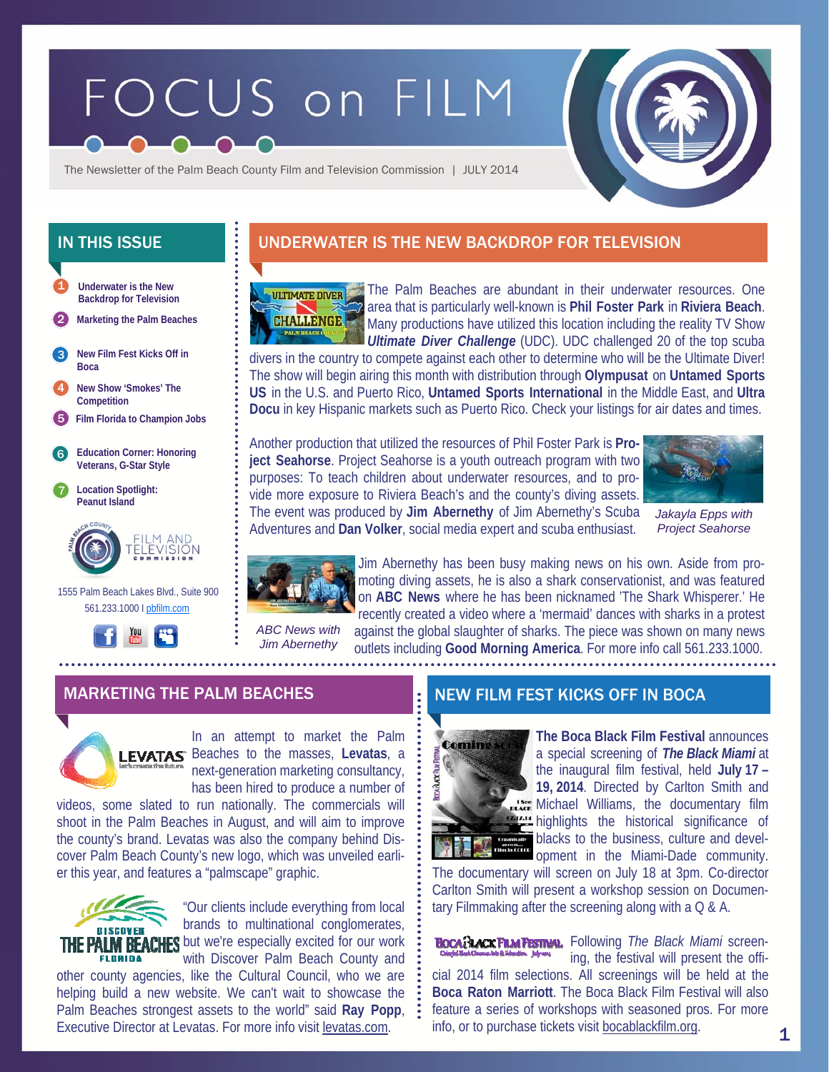# FOCUS on FILM

The Newsletter of the Palm Beach County Film and Television Commission | JULY 2014

## IN THIS ISSUE

1. Underwater is the New Backdrop for Television
2. Marketing the Palm Beaches
3. New Film Fest Kicks Off in Boca
4. New Show 'Smokes' The Competition
5. Film Florida to Champion Jobs
6. Education Corner: Honoring Veterans, G-Star Style
7. Location Spotlight: Peanut Island

1555 Palm Beach Lakes Blvd., Suite 900
561.233.1000 | pbfilm.com

## UNDERWATER IS THE NEW BACKDROP FOR TELEVISION

The Palm Beaches are abundant in their underwater resources. One area that is particularly well-known is **Phil Foster Park** in **Riviera Beach**. Many productions have utilized this location including the reality TV Show ***Ultimate Diver Challenge*** (UDC). UDC challenged 20 of the top scuba divers in the country to compete against each other to determine who will be the Ultimate Diver! The show will begin airing this month with distribution through **Olympusat** on **Untamed Sports US** in the U.S. and Puerto Rico, **Untamed Sports International** in the Middle East, and **Ultra Docu** in key Hispanic markets such as Puerto Rico. Check your listings for air dates and times.

Another production that utilized the resources of Phil Foster Park is **Project Seahorse**. Project Seahorse is a youth outreach program with two purposes: To teach children about underwater resources, and to provide more exposure to Riviera Beach's and the county's diving assets. The event was produced by **Jim Abernethy** of Jim Abernethy's Scuba Adventures and **Dan Volker**, social media expert and scuba enthusiast.

*Jakayla Epps with Project Seahorse*

Jim Abernethy has been busy making news on his own. Aside from promoting diving assets, he is also a shark conservationist, and was featured on **ABC News** where he has been nicknamed 'The Shark Whisperer.' He recently created a video where a 'mermaid' dances with sharks in a protest against the global slaughter of sharks. The piece was shown on many news outlets including **Good Morning America**. For more info call 561.233.1000.

*ABC News with Jim Abernethy*

## MARKETING THE PALM BEACHES

In an attempt to market the Palm Beaches to the masses, **Levatas**, a next-generation marketing consultancy, has been hired to produce a number of videos, some slated to run nationally. The commercials will shoot in the Palm Beaches in August, and will aim to improve the county's brand. Levatas was also the company behind Discover Palm Beach County's new logo, which was unveiled earlier this year, and features a "palmscape" graphic.

"Our clients include everything from local brands to multinational conglomerates, but we're especially excited for our work with Discover Palm Beach County and other county agencies, like the Cultural Council, who we are helping build a new website. We can't wait to showcase the Palm Beaches strongest assets to the world" said **Ray Popp**, Executive Director at Levatas. For more info visit levatas.com.

## NEW FILM FEST KICKS OFF IN BOCA

**The Boca Black Film Festival** announces a special screening of ***The Black Miami*** at the inaugural film festival, held **July 17 – 19, 2014**. Directed by Carlton Smith and Michael Williams, the documentary film highlights the historical significance of blacks to the business, culture and development in the Miami-Dade community. The documentary will screen on July 18 at 3pm. Co-director Carlton Smith will present a workshop session on Documentary Filmmaking after the screening along with a Q & A.

Following *The Black Miami* screening, the festival will present the official 2014 film selections. All screenings will be held at the **Boca Raton Marriott**. The Boca Black Film Festival will also feature a series of workshops with seasoned pros. For more info, or to purchase tickets visit bocablackfilm.org.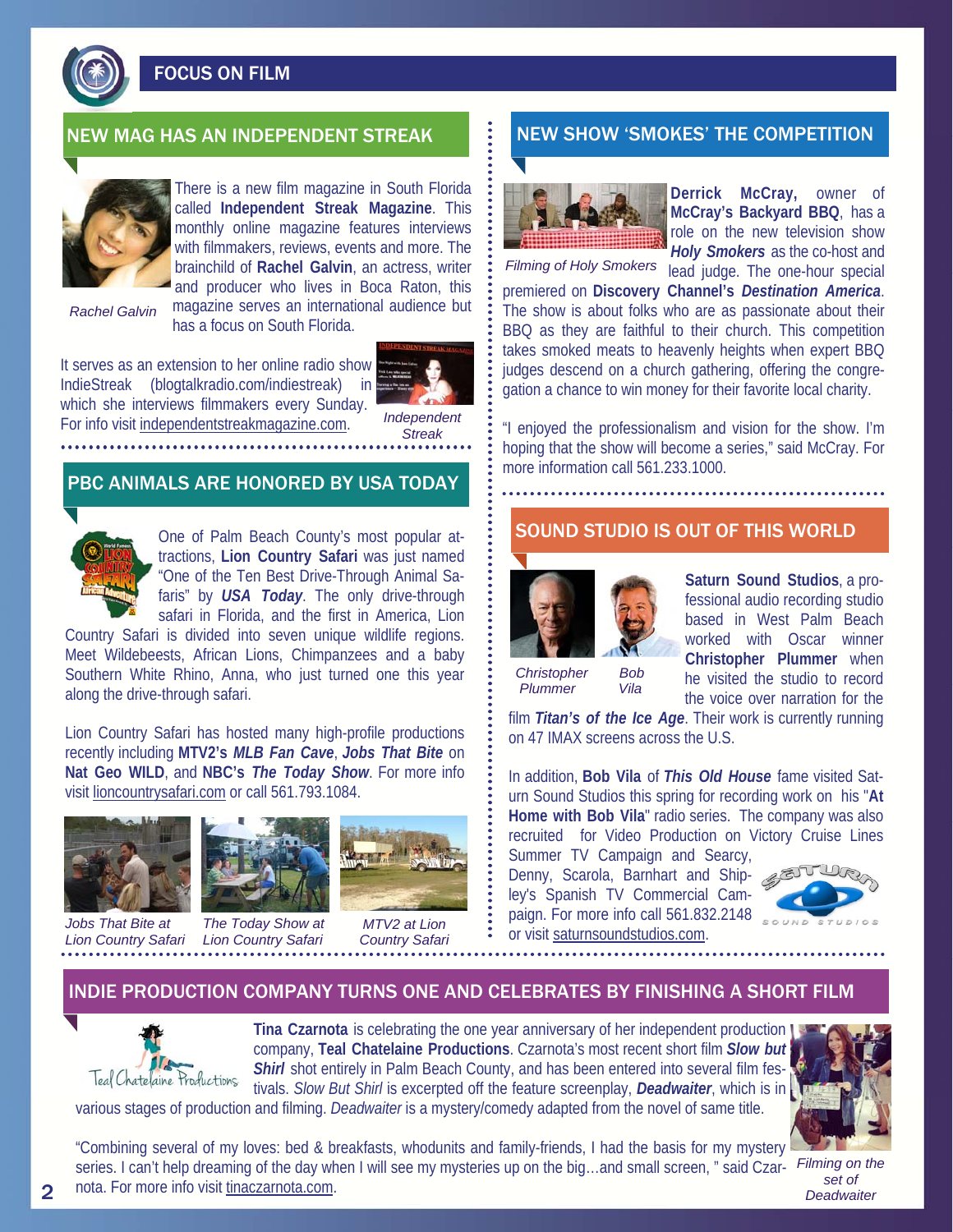# FOCUS ON FILM

## NEW MAG HAS AN INDEPENDENT STREAK

There is a new film magazine in South Florida called **Independent Streak Magazine**. This monthly online magazine features interviews with filmmakers, reviews, events and more. The brainchild of **Rachel Galvin**, an actress, writer and producer who lives in Boca Raton, this magazine serves an international audience but has a focus on South Florida.

*Rachel Galvin*

It serves as an extension to her online radio show IndieStreak (blogtalkradio.com/indiestreak) in which she interviews filmmakers every Sunday. For info visit independentstreakmagazine.com.

*Independent Streak*

## PBC ANIMALS ARE HONORED BY USA TODAY

One of Palm Beach County's most popular attractions, **Lion Country Safari** was just named "One of the Ten Best Drive-Through Animal Safaris" by ***USA Today***. The only drive-through safari in Florida, and the first in America, Lion Country Safari is divided into seven unique wildlife regions. Meet Wildebeests, African Lions, Chimpanzees and a baby Southern White Rhino, Anna, who just turned one this year along the drive-through safari.

Lion Country Safari has hosted many high-profile productions recently including **MTV2's *MLB Fan Cave***, ***Jobs That Bite*** on **Nat Geo WILD**, and **NBC's *The Today Show***. For more info visit lioncountrysafari.com or call 561.793.1084.

*Jobs That Bite at Lion Country Safari*

*The Today Show at Lion Country Safari*

*MTV2 at Lion Country Safari*

## NEW SHOW 'SMOKES' THE COMPETITION

*Filming of Holy Smokers*

**Derrick McCray,** owner of **McCray's Backyard BBQ**, has a role on the new television show ***Holy Smokers*** as the co-host and lead judge. The one-hour special premiered on **Discovery Channel's *Destination America***. The show is about folks who are as passionate about their BBQ as they are faithful to their church. This competition takes smoked meats to heavenly heights when expert BBQ judges descend on a church gathering, offering the congregation a chance to win money for their favorite local charity.

"I enjoyed the professionalism and vision for the show. I'm hoping that the show will become a series," said McCray. For more information call 561.233.1000.

## SOUND STUDIO IS OUT OF THIS WORLD

*Christopher Plummer*

*Bob Vila*

**Saturn Sound Studios**, a professional audio recording studio based in West Palm Beach worked with Oscar winner **Christopher Plummer** when he visited the studio to record the voice over narration for the film ***Titan's of the Ice Age***. Their work is currently running on 47 IMAX screens across the U.S.

In addition, **Bob Vila** of ***This Old House*** fame visited Saturn Sound Studios this spring for recording work on his "**At Home with Bob Vila**" radio series. The company was also recruited for Video Production on Victory Cruise Lines Summer TV Campaign and Searcy, Denny, Scarola, Barnhart and Shipley's Spanish TV Commercial Campaign. For more info call 561.832.2148 or visit saturnsoundstudios.com.

## INDIE PRODUCTION COMPANY TURNS ONE AND CELEBRATES BY FINISHING A SHORT FILM

**Tina Czarnota** is celebrating the one year anniversary of her independent production company, **Teal Chatelaine Productions**. Czarnota's most recent short film ***Slow but Shirl*** shot entirely in Palm Beach County, and has been entered into several film festivals. *Slow But Shirl* is excerpted off the feature screenplay, ***Deadwaiter***, which is in various stages of production and filming. *Deadwaiter* is a mystery/comedy adapted from the novel of same title.

"Combining several of my loves: bed & breakfasts, whodunits and family-friends, I had the basis for my mystery series. I can't help dreaming of the day when I will see my mysteries up on the big…and small screen, " said Czarnota. For more info visit tinaczarnota.com.

*Filming on the set of Deadwaiter*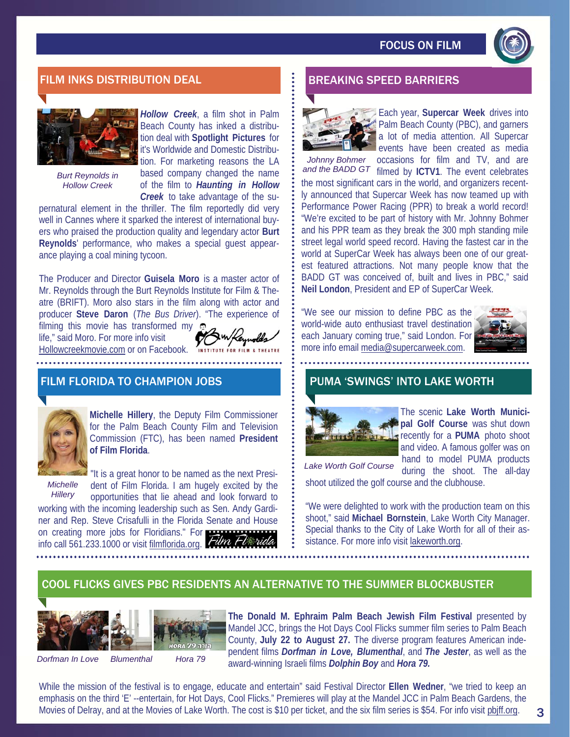## FILM INKS DISTRIBUTION DEAL

Burt Reynolds in Hollow Creek

***Hollow Creek***, a film shot in Palm Beach County has inked a distribution deal with **Spotlight Pictures** for it's Worldwide and Domestic Distribution. For marketing reasons the LA based company changed the name of the film to ***Haunting in Hollow Creek*** to take advantage of the supernatural element in the thriller. The film reportedly did very well in Cannes where it sparked the interest of international buyers who praised the production quality and legendary actor **Burt Reynolds**' performance, who makes a special guest appearance playing a coal mining tycoon.

The Producer and Director **Guisela Moro** is a master actor of Mr. Reynolds through the Burt Reynolds Institute for Film & Theatre (BRIFT). Moro also stars in the film along with actor and producer **Steve Daron** (*The Bus Driver*). "The experience of filming this movie has transformed my life," said Moro. For more info visit Hollowcreekmovie.com or on Facebook.

## FILM FLORIDA TO CHAMPION JOBS

Michelle Hillery

**Michelle Hillery**, the Deputy Film Commissioner for the Palm Beach County Film and Television Commission (FTC), has been named **President of Film Florida**.

"It is a great honor to be named as the next President of Film Florida. I am hugely excited by the opportunities that lie ahead and look forward to working with the incoming leadership such as Sen. Andy Gardiner and Rep. Steve Crisafulli in the Florida Senate and House on creating more jobs for Floridians." For info call 561.233.1000 or visit filmflorida.org.

## BREAKING SPEED BARRIERS

Johnny Bohmer and the BADD GT

Each year, **Supercar Week** drives into Palm Beach County (PBC), and garners a lot of media attention. All Supercar events have been created as media occasions for film and TV, and are filmed by **ICTV1**. The event celebrates the most significant cars in the world, and organizers recently announced that Supercar Week has now teamed up with Performance Power Racing (PPR) to break a world record! "We're excited to be part of history with Mr. Johnny Bohmer and his PPR team as they break the 300 mph standing mile street legal world speed record. Having the fastest car in the world at SuperCar Week has always been one of our greatest featured attractions. Not many people know that the BADD GT was conceived of, built and lives in PBC," said **Neil London**, President and EP of SuperCar Week.

"We see our mission to define PBC as the world-wide auto enthusiast travel destination each January coming true," said London. For more info email media@supercarweek.com.

## PUMA 'SWINGS' INTO LAKE WORTH

Lake Worth Golf Course

The scenic **Lake Worth Municipal Golf Course** was shut down recently for a **PUMA** photo shoot and video. A famous golfer was on hand to model PUMA products during the shoot. The all-day shoot utilized the golf course and the clubhouse.

"We were delighted to work with the production team on this shoot," said **Michael Bornstein**, Lake Worth City Manager. Special thanks to the City of Lake Worth for all of their assistance. For more info visit lakeworth.org.

## COOL FLICKS GIVES PBC RESIDENTS AN ALTERNATIVE TO THE SUMMER BLOCKBUSTER

Dorfman In Love — Blumenthal — Hora 79

**The Donald M. Ephraim Palm Beach Jewish Film Festival** presented by Mandel JCC, brings the Hot Days Cool Flicks summer film series to Palm Beach County, **July 22 to August 27.** The diverse program features American independent films ***Dorfman in Love, Blumenthal***, and ***The Jester***, as well as the award-winning Israeli films ***Dolphin Boy*** and ***Hora 79.***

While the mission of the festival is to engage, educate and entertain" said Festival Director **Ellen Wedner**, "we tried to keep an emphasis on the third 'E' --entertain, for Hot Days, Cool Flicks." Premieres will play at the Mandel JCC in Palm Beach Gardens, the Movies of Delray, and at the Movies of Lake Worth. The cost is $10 per ticket, and the six film series is $54. For info visit pbjff.org.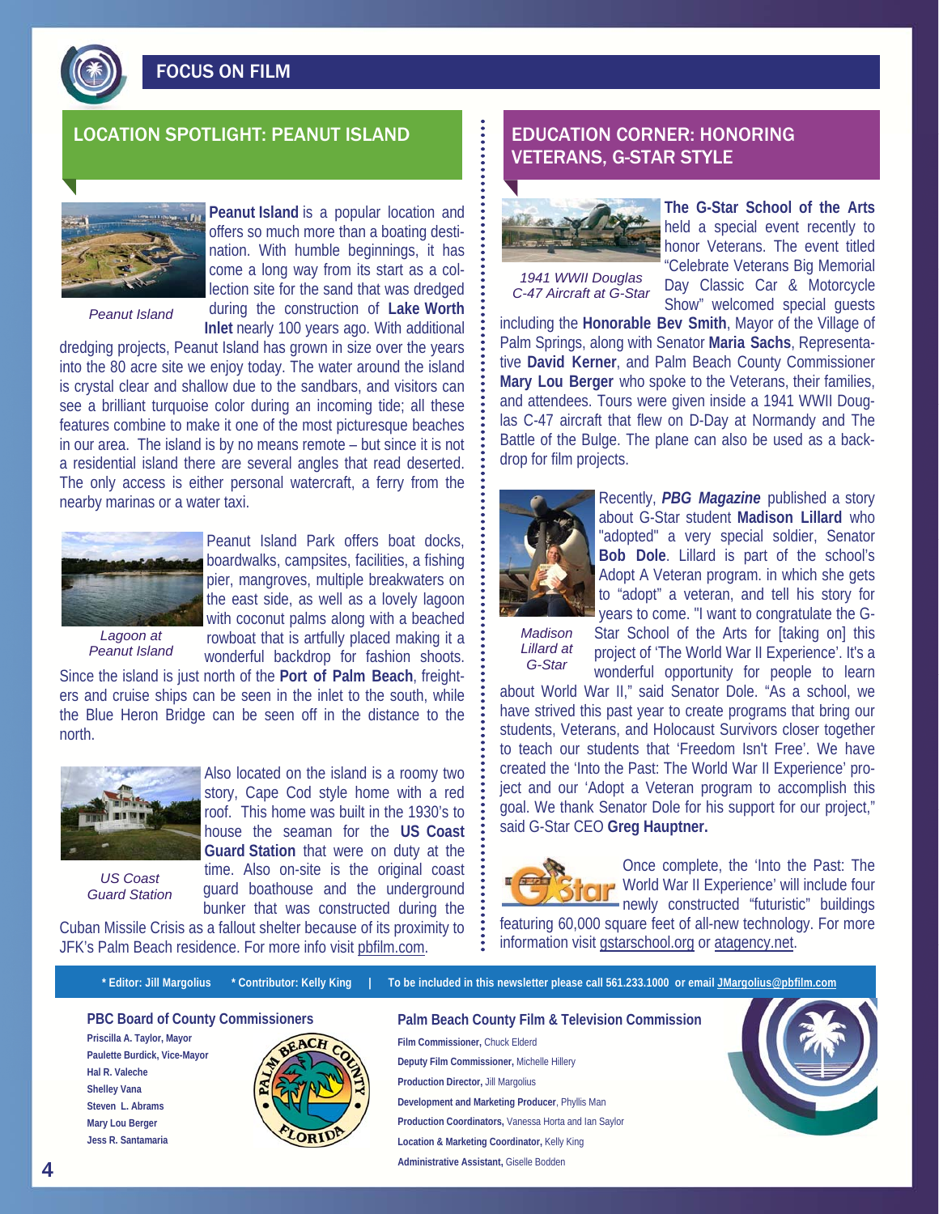## FOCUS ON FILM

### LOCATION SPOTLIGHT: PEANUT ISLAND

Peanut Island

**Peanut Island** is a popular location and offers so much more than a boating destination. With humble beginnings, it has come a long way from its start as a collection site for the sand that was dredged during the construction of **Lake Worth Inlet** nearly 100 years ago. With additional dredging projects, Peanut Island has grown in size over the years into the 80 acre site we enjoy today. The water around the island is crystal clear and shallow due to the sandbars, and visitors can see a brilliant turquoise color during an incoming tide; all these features combine to make it one of the most picturesque beaches in our area. The island is by no means remote – but since it is not a residential island there are several angles that read deserted. The only access is either personal watercraft, a ferry from the nearby marinas or a water taxi.

Lagoon at Peanut Island

Peanut Island Park offers boat docks, boardwalks, campsites, facilities, a fishing pier, mangroves, multiple breakwaters on the east side, as well as a lovely lagoon with coconut palms along with a beached rowboat that is artfully placed making it a wonderful backdrop for fashion shoots. Since the island is just north of the **Port of Palm Beach**, freighters and cruise ships can be seen in the inlet to the south, while the Blue Heron Bridge can be seen off in the distance to the north.

US Coast Guard Station

Also located on the island is a roomy two story, Cape Cod style home with a red roof. This home was built in the 1930's to house the seaman for the **US Coast Guard Station** that were on duty at the time. Also on-site is the original coast guard boathouse and the underground bunker that was constructed during the Cuban Missile Crisis as a fallout shelter because of its proximity to JFK's Palm Beach residence. For more info visit pbfilm.com.

### EDUCATION CORNER: HONORING VETERANS, G-STAR STYLE

*1941 WWII Douglas C-47 Aircraft at G-Star*

**The G-Star School of the Arts** held a special event recently to honor Veterans. The event titled "Celebrate Veterans Big Memorial Day Classic Car & Motorcycle Show" welcomed special guests including the **Honorable Bev Smith**, Mayor of the Village of Palm Springs, along with Senator **Maria Sachs**, Representative **David Kerner**, and Palm Beach County Commissioner **Mary Lou Berger** who spoke to the Veterans, their families, and attendees. Tours were given inside a 1941 WWII Douglas C-47 aircraft that flew on D-Day at Normandy and The Battle of the Bulge. The plane can also be used as a backdrop for film projects.

*Madison Lillard at G-Star*

Recently, ***PBG Magazine*** published a story about G-Star student **Madison Lillard** who "adopted" a very special soldier, Senator **Bob Dole**. Lillard is part of the school's Adopt A Veteran program. in which she gets to "adopt" a veteran, and tell his story for years to come. "I want to congratulate the G-Star School of the Arts for [taking on] this project of 'The World War II Experience'. It's a wonderful opportunity for people to learn about World War II," said Senator Dole. "As a school, we have strived this past year to create programs that bring our students, Veterans, and Holocaust Survivors closer together to teach our students that 'Freedom Isn't Free'. We have created the 'Into the Past: The World War II Experience' project and our 'Adopt a Veteran program to accomplish this goal. We thank Senator Dole for his support for our project," said G-Star CEO **Greg Hauptner.**

Once complete, the 'Into the Past: The World War II Experience' will include four newly constructed "futuristic" buildings featuring 60,000 square feet of all-new technology. For more information visit gstarschool.org or atagency.net.

**\* Editor: Jill Margolius \* Contributor: Kelly King | To be included in this newsletter please call 561.233.1000 or email JMargolius@pbfilm.com**

**PBC Board of County Commissioners**

**Priscilla A. Taylor, Mayor**
**Paulette Burdick, Vice-Mayor**
**Hal R. Valeche**
**Shelley Vana**
**Steven L. Abrams**
**Mary Lou Berger**
**Jess R. Santamaria**

**Palm Beach County Film & Television Commission**

**Film Commissioner,** Chuck Elderd
**Deputy Film Commissioner,** Michelle Hillery
**Production Director,** Jill Margolius
**Development and Marketing Producer**, Phyllis Man
**Production Coordinators,** Vanessa Horta and Ian Saylor
**Location & Marketing Coordinator,** Kelly King
**Administrative Assistant,** Giselle Bodden